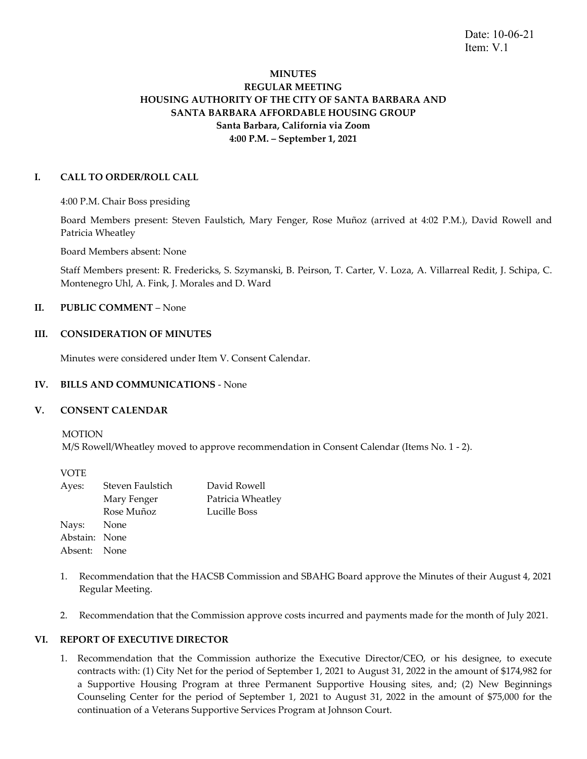Date: 10-06-21
Item: V.1

**MINUTES**
**REGULAR MEETING**
**HOUSING AUTHORITY OF THE CITY OF SANTA BARBARA AND**
**SANTA BARBARA AFFORDABLE HOUSING GROUP**
**Santa Barbara, California via Zoom**
**4:00 P.M. – September 1, 2021**

## I. CALL TO ORDER/ROLL CALL

4:00 P.M. Chair Boss presiding

Board Members present: Steven Faulstich, Mary Fenger, Rose Muñoz (arrived at 4:02 P.M.), David Rowell and Patricia Wheatley

Board Members absent: None

Staff Members present: R. Fredericks, S. Szymanski, B. Peirson, T. Carter, V. Loza, A. Villarreal Redit, J. Schipa, C. Montenegro Uhl, A. Fink, J. Morales and D. Ward

## II. PUBLIC COMMENT – None

## III. CONSIDERATION OF MINUTES

Minutes were considered under Item V. Consent Calendar.

## IV. BILLS AND COMMUNICATIONS - None

## V. CONSENT CALENDAR

MOTION
M/S Rowell/Wheatley moved to approve recommendation in Consent Calendar (Items No. 1 - 2).

VOTE

| | | |
|---|---|---|
| Ayes: | Steven Faulstich | David Rowell |
| | Mary Fenger | Patricia Wheatley |
| | Rose Muñoz | Lucille Boss |
| Nays: | None | |
| Abstain: | None | |
| Absent: | None | |

1. Recommendation that the HACSB Commission and SBAHG Board approve the Minutes of their August 4, 2021 Regular Meeting.

2. Recommendation that the Commission approve costs incurred and payments made for the month of July 2021.

## VI. REPORT OF EXECUTIVE DIRECTOR

1. Recommendation that the Commission authorize the Executive Director/CEO, or his designee, to execute contracts with: (1) City Net for the period of September 1, 2021 to August 31, 2022 in the amount of $174,982 for a Supportive Housing Program at three Permanent Supportive Housing sites, and; (2) New Beginnings Counseling Center for the period of September 1, 2021 to August 31, 2022 in the amount of $75,000 for the continuation of a Veterans Supportive Services Program at Johnson Court.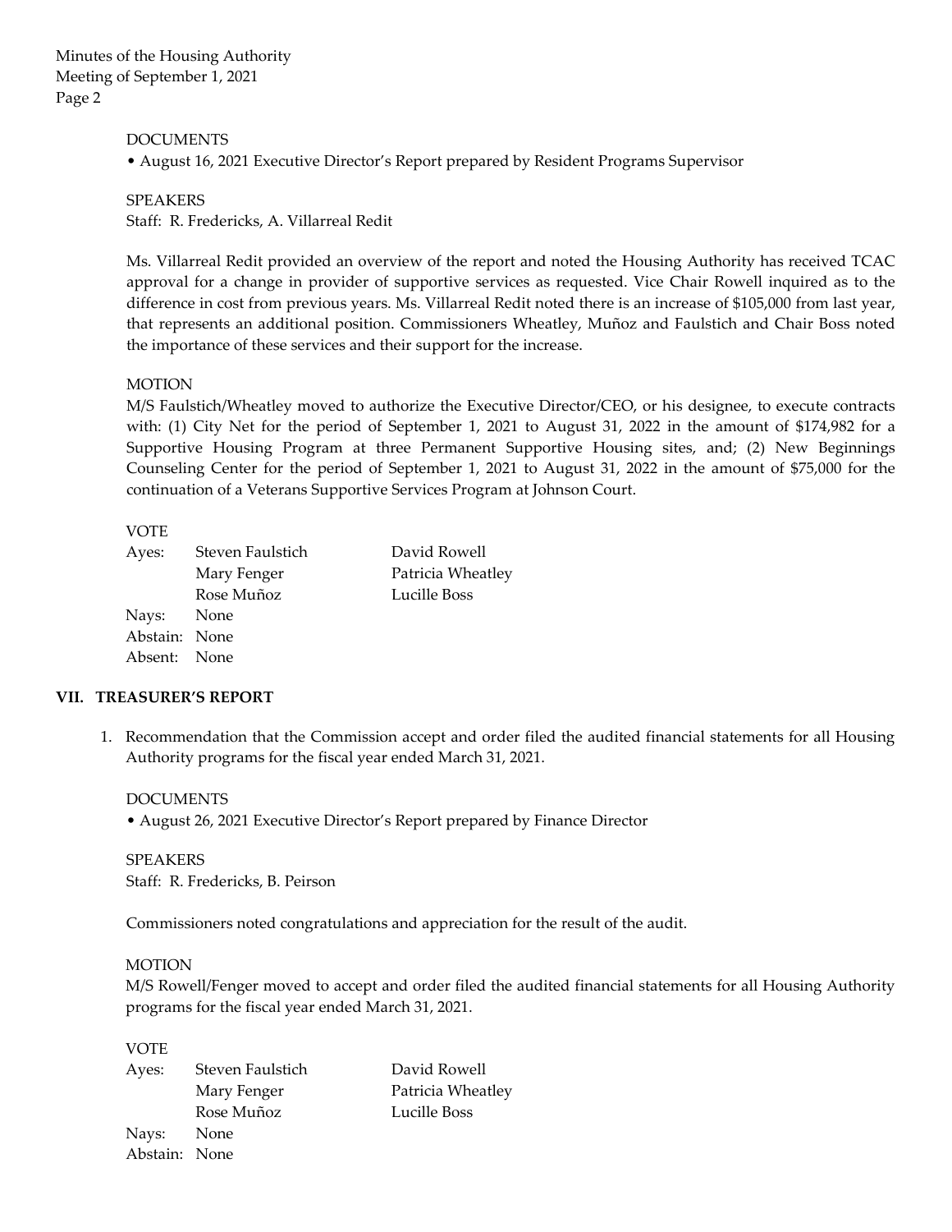DOCUMENTS

• August 16, 2021 Executive Director's Report prepared by Resident Programs Supervisor

SPEAKERS

Staff: R. Fredericks, A. Villarreal Redit

Ms. Villarreal Redit provided an overview of the report and noted the Housing Authority has received TCAC approval for a change in provider of supportive services as requested. Vice Chair Rowell inquired as to the difference in cost from previous years. Ms. Villarreal Redit noted there is an increase of $105,000 from last year, that represents an additional position. Commissioners Wheatley, Muñoz and Faulstich and Chair Boss noted the importance of these services and their support for the increase.

MOTION

M/S Faulstich/Wheatley moved to authorize the Executive Director/CEO, or his designee, to execute contracts with: (1) City Net for the period of September 1, 2021 to August 31, 2022 in the amount of $174,982 for a Supportive Housing Program at three Permanent Supportive Housing sites, and; (2) New Beginnings Counseling Center for the period of September 1, 2021 to August 31, 2022 in the amount of $75,000 for the continuation of a Veterans Supportive Services Program at Johnson Court.

VOTE

| | | |
|---|---|---|
| Ayes: | Steven Faulstich | David Rowell |
| | Mary Fenger | Patricia Wheatley |
| | Rose Muñoz | Lucille Boss |
| Nays: | None | |
| Abstain: | None | |
| Absent: | None | |

## VII. TREASURER'S REPORT

1. Recommendation that the Commission accept and order filed the audited financial statements for all Housing Authority programs for the fiscal year ended March 31, 2021.

DOCUMENTS

• August 26, 2021 Executive Director's Report prepared by Finance Director

SPEAKERS

Staff: R. Fredericks, B. Peirson

Commissioners noted congratulations and appreciation for the result of the audit.

MOTION

M/S Rowell/Fenger moved to accept and order filed the audited financial statements for all Housing Authority programs for the fiscal year ended March 31, 2021.

VOTE

| | | |
|---|---|---|
| Ayes: | Steven Faulstich | David Rowell |
| | Mary Fenger | Patricia Wheatley |
| | Rose Muñoz | Lucille Boss |
| Nays: | None | |
| Abstain: | None | |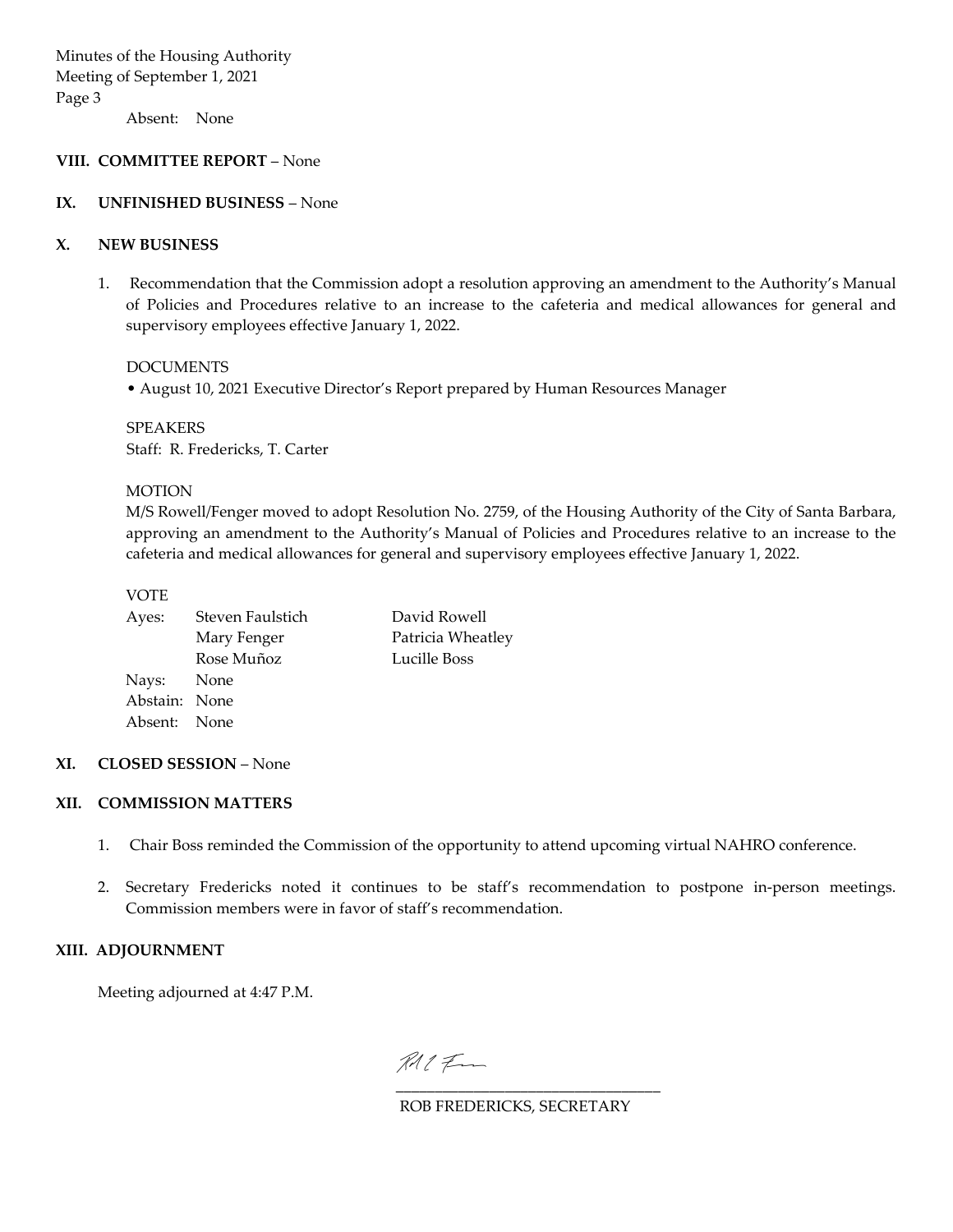Absent: None

**VIII. COMMITTEE REPORT** – None

**IX. UNFINISHED BUSINESS** – None

**X. NEW BUSINESS**

1. Recommendation that the Commission adopt a resolution approving an amendment to the Authority's Manual of Policies and Procedures relative to an increase to the cafeteria and medical allowances for general and supervisory employees effective January 1, 2022.

   DOCUMENTS
   • August 10, 2021 Executive Director's Report prepared by Human Resources Manager

   SPEAKERS
   Staff: R. Fredericks, T. Carter

   MOTION
   M/S Rowell/Fenger moved to adopt Resolution No. 2759, of the Housing Authority of the City of Santa Barbara, approving an amendment to the Authority's Manual of Policies and Procedures relative to an increase to the cafeteria and medical allowances for general and supervisory employees effective January 1, 2022.

   VOTE
   Ayes: Steven Faulstich, David Rowell, Mary Fenger, Patricia Wheatley, Rose Muñoz, Lucille Boss
   Nays: None
   Abstain: None
   Absent: None

**XI. CLOSED SESSION** – None

**XII. COMMISSION MATTERS**

1. Chair Boss reminded the Commission of the opportunity to attend upcoming virtual NAHRO conference.

2. Secretary Fredericks noted it continues to be staff's recommendation to postpone in-person meetings. Commission members were in favor of staff's recommendation.

**XIII. ADJOURNMENT**

Meeting adjourned at 4:47 P.M.

ROB FREDERICKS, SECRETARY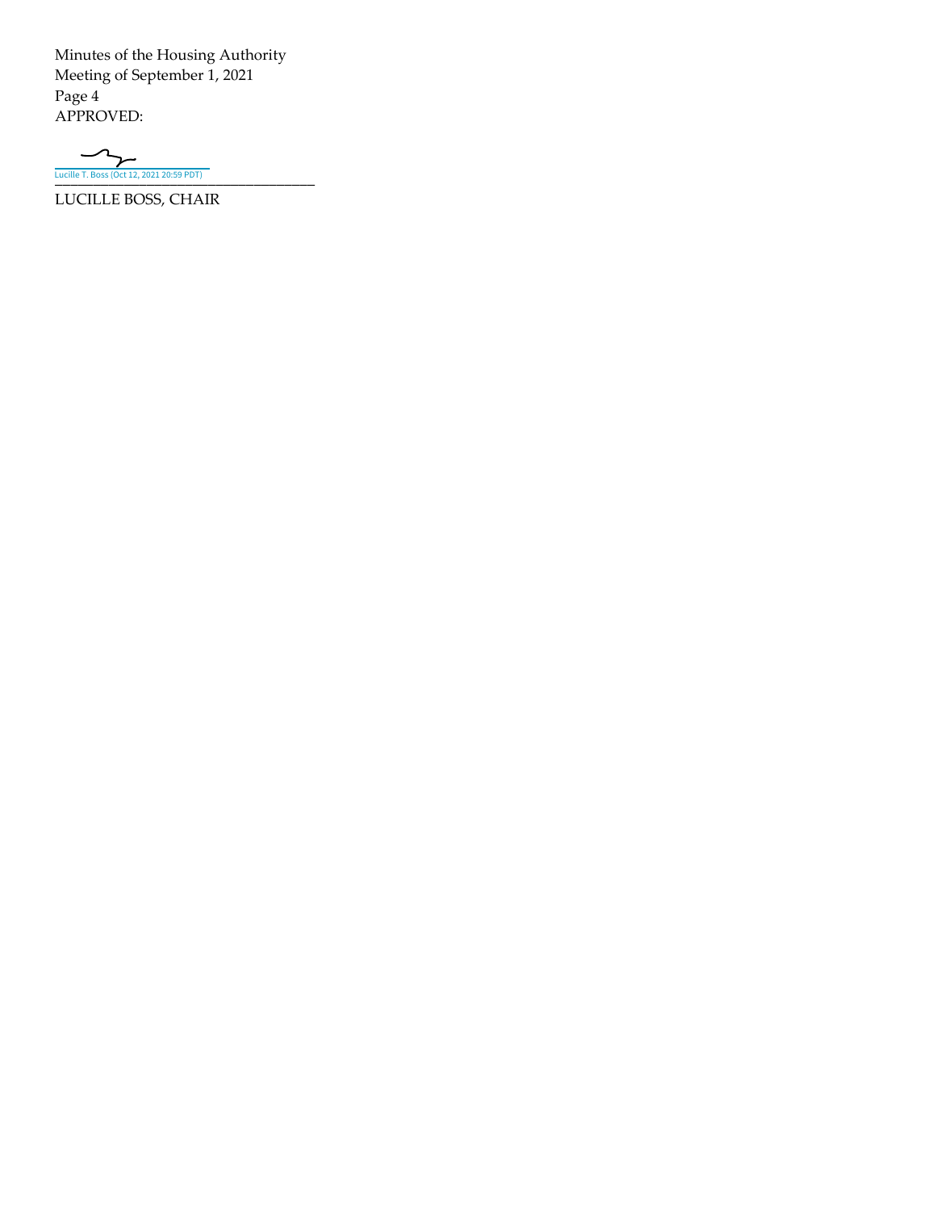Minutes of the Housing Authority
Meeting of September 1, 2021
Page 4
APPROVED:

Lucille T. Boss (Oct 12, 2021 20:59 PDT)

\_\_\_\_\_\_\_\_\_\_\_\_\_\_\_\_\_\_\_\_\_\_\_\_\_\_\_\_\_\_\_\_\_\_\_\_

LUCILLE BOSS, CHAIR